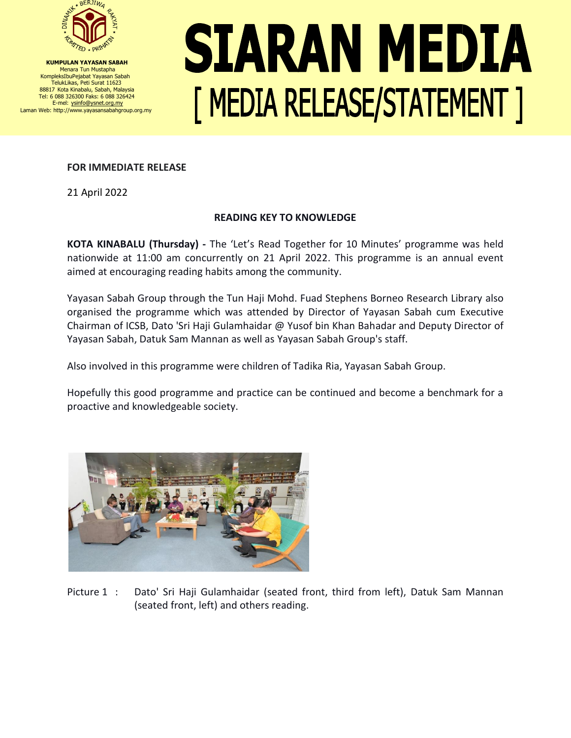**KUMPULAN YAYASAN SABAH**
Menara Tun Mustapha
KompleksIbuPejabat Yayasan Sabah
TelukLikas, Peti Surat 11623
88817 Kota Kinabalu, Sabah, Malaysia
Tel: 6 088 326300 Faks: 6 088 326424
E-mel: ysinfo@ysnet.org.my
Laman Web: http://www.yayasansabahgroup.org.my

# SIARAN MEDIA

## [ MEDIA RELEASE/STATEMENT ]

**FOR IMMEDIATE RELEASE**

21 April 2022

**READING KEY TO KNOWLEDGE**

**KOTA KINABALU (Thursday) -** The 'Let's Read Together for 10 Minutes' programme was held nationwide at 11:00 am concurrently on 21 April 2022. This programme is an annual event aimed at encouraging reading habits among the community.

Yayasan Sabah Group through the Tun Haji Mohd. Fuad Stephens Borneo Research Library also organised the programme which was attended by Director of Yayasan Sabah cum Executive Chairman of ICSB, Dato 'Sri Haji Gulamhaidar @ Yusof bin Khan Bahadar and Deputy Director of Yayasan Sabah, Datuk Sam Mannan as well as Yayasan Sabah Group's staff.

Also involved in this programme were children of Tadika Ria, Yayasan Sabah Group.

Hopefully this good programme and practice can be continued and become a benchmark for a proactive and knowledgeable society.

Picture 1 : Dato' Sri Haji Gulamhaidar (seated front, third from left), Datuk Sam Mannan (seated front, left) and others reading.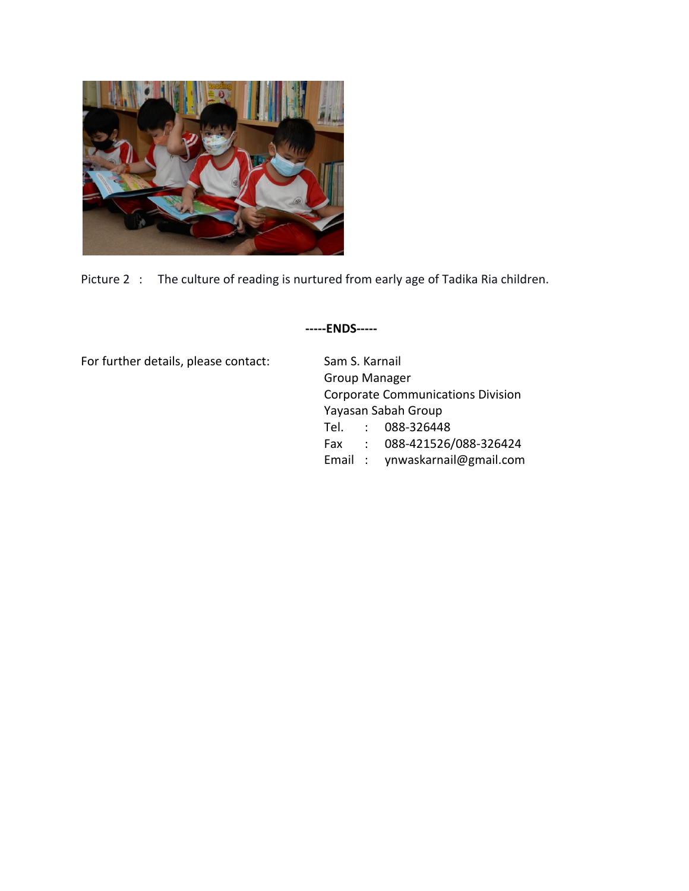Picture 2 : The culture of reading is nurtured from early age of Tadika Ria children.

**-----ENDS-----**

For further details, please contact:

Sam S. Karnail
Group Manager
Corporate Communications Division
Yayasan Sabah Group
Tel. : 088-326448
Fax : 088-421526/088-326424
Email : ynwaskarnail@gmail.com